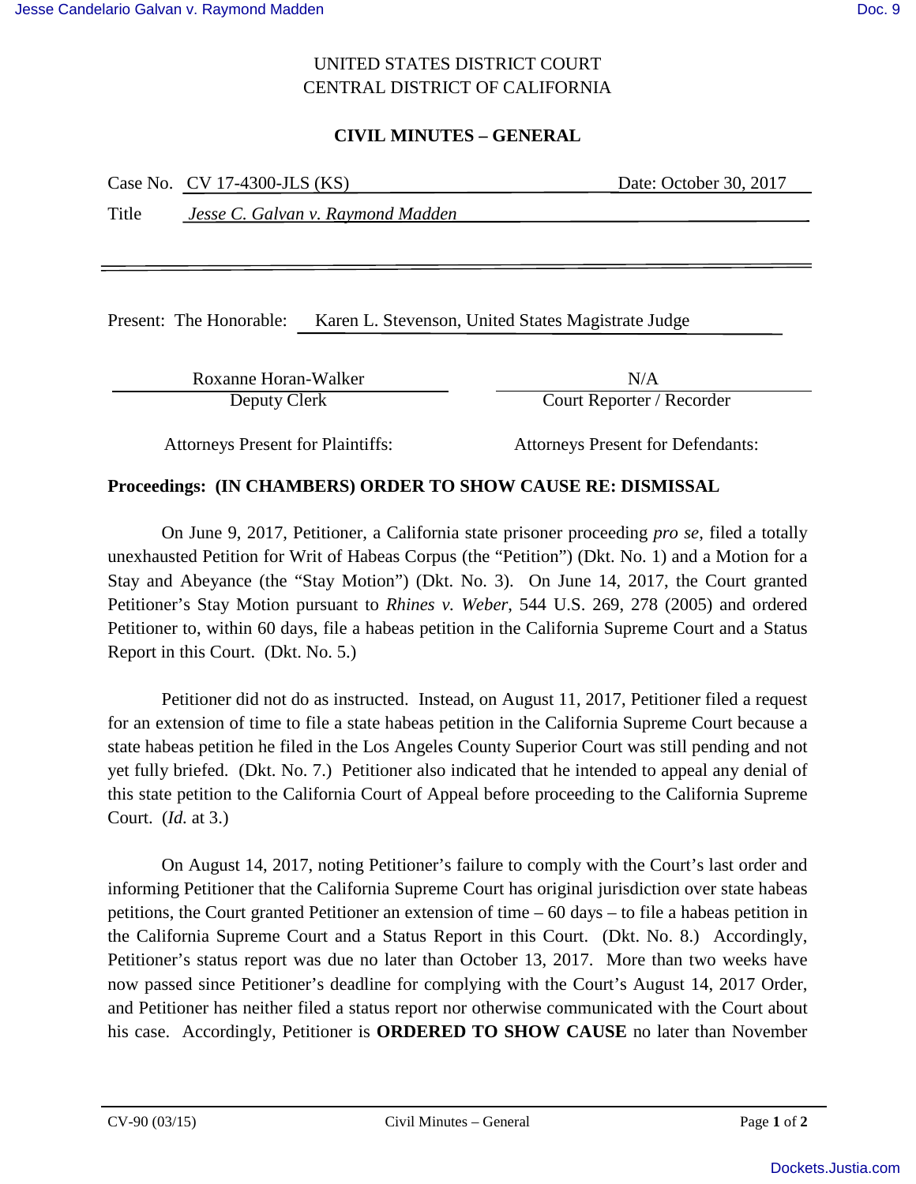UNITED STATES DISTRICT COURT
CENTRAL DISTRICT OF CALIFORNIA

**CIVIL MINUTES – GENERAL**

Case No. CV 17-4300-JLS (KS) Date: October 30, 2017

Title *Jesse C. Galvan v. Raymond Madden*

Present: The Honorable: Karen L. Stevenson, United States Magistrate Judge

| Roxanne Horan-Walker | N/A |
| --- | --- |
| Deputy Clerk | Court Reporter / Recorder |

Attorneys Present for Plaintiffs: Attorneys Present for Defendants:

**Proceedings: (IN CHAMBERS) ORDER TO SHOW CAUSE RE: DISMISSAL**

On June 9, 2017, Petitioner, a California state prisoner proceeding *pro se*, filed a totally unexhausted Petition for Writ of Habeas Corpus (the "Petition") (Dkt. No. 1) and a Motion for a Stay and Abeyance (the "Stay Motion") (Dkt. No. 3). On June 14, 2017, the Court granted Petitioner's Stay Motion pursuant to *Rhines v. Weber*, 544 U.S. 269, 278 (2005) and ordered Petitioner to, within 60 days, file a habeas petition in the California Supreme Court and a Status Report in this Court. (Dkt. No. 5.)

Petitioner did not do as instructed. Instead, on August 11, 2017, Petitioner filed a request for an extension of time to file a state habeas petition in the California Supreme Court because a state habeas petition he filed in the Los Angeles County Superior Court was still pending and not yet fully briefed. (Dkt. No. 7.) Petitioner also indicated that he intended to appeal any denial of this state petition to the California Court of Appeal before proceeding to the California Supreme Court. (*Id.* at 3.)

On August 14, 2017, noting Petitioner's failure to comply with the Court's last order and informing Petitioner that the California Supreme Court has original jurisdiction over state habeas petitions, the Court granted Petitioner an extension of time – 60 days – to file a habeas petition in the California Supreme Court and a Status Report in this Court. (Dkt. No. 8.) Accordingly, Petitioner's status report was due no later than October 13, 2017. More than two weeks have now passed since Petitioner's deadline for complying with the Court's August 14, 2017 Order, and Petitioner has neither filed a status report nor otherwise communicated with the Court about his case. Accordingly, Petitioner is **ORDERED TO SHOW CAUSE** no later than November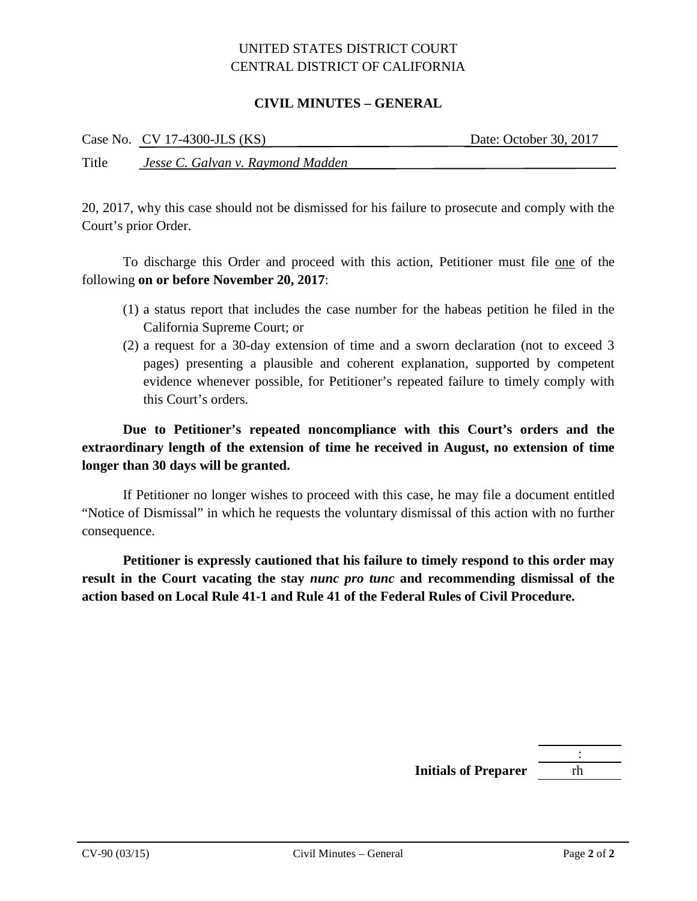UNITED STATES DISTRICT COURT
CENTRAL DISTRICT OF CALIFORNIA

**CIVIL MINUTES – GENERAL**

Case No. CV 17-4300-JLS (KS) Date: October 30, 2017

Title *Jesse C. Galvan v. Raymond Madden*

20, 2017, why this case should not be dismissed for his failure to prosecute and comply with the Court's prior Order.

To discharge this Order and proceed with this action, Petitioner must file one of the following **on or before November 20, 2017**:

(1) a status report that includes the case number for the habeas petition he filed in the California Supreme Court; or
(2) a request for a 30-day extension of time and a sworn declaration (not to exceed 3 pages) presenting a plausible and coherent explanation, supported by competent evidence whenever possible, for Petitioner's repeated failure to timely comply with this Court's orders.

**Due to Petitioner's repeated noncompliance with this Court's orders and the extraordinary length of the extension of time he received in August, no extension of time longer than 30 days will be granted.**

If Petitioner no longer wishes to proceed with this case, he may file a document entitled "Notice of Dismissal" in which he requests the voluntary dismissal of this action with no further consequence.

**Petitioner is expressly cautioned that his failure to timely respond to this order may result in the Court vacating the stay *nunc pro tunc* and recommending dismissal of the action based on Local Rule 41-1 and Rule 41 of the Federal Rules of Civil Procedure.**

:

**Initials of Preparer** rh